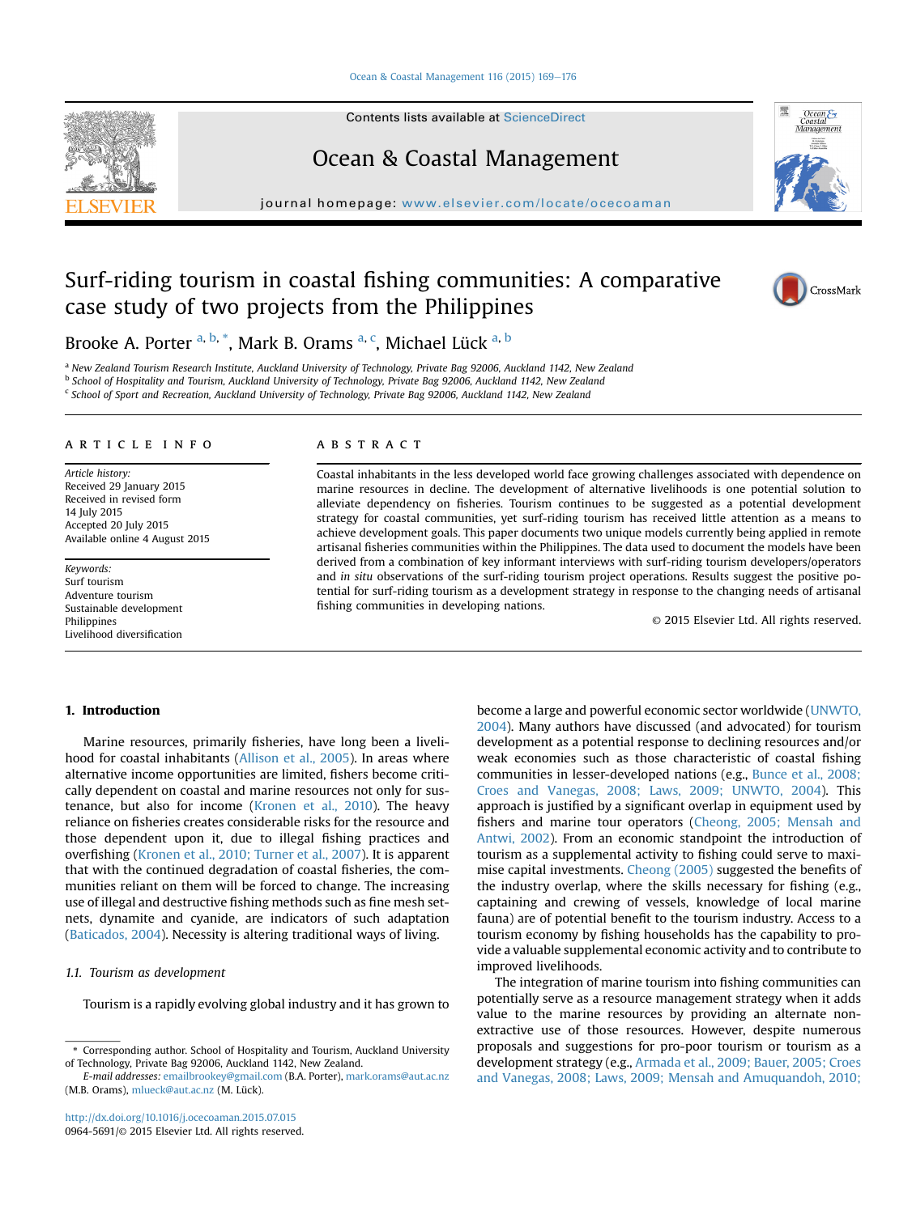# Surf-riding tourism in coastal fishing communities: A comparative case study of two projects from the Philippines

Brooke A. Porter [a, b, *], Mark B. Orams [a, c], Michael Lück [a, b]

[a] New Zealand Tourism Research Institute, Auckland University of Technology, Private Bag 92006, Auckland 1142, New Zealand
[b] School of Hospitality and Tourism, Auckland University of Technology, Private Bag 92006, Auckland 1142, New Zealand
[c] School of Sport and Recreation, Auckland University of Technology, Private Bag 92006, Auckland 1142, New Zealand

## ARTICLE INFO

*Article history:*
Received 29 January 2015
Received in revised form
14 July 2015
Accepted 20 July 2015
Available online 4 August 2015

*Keywords:*
Surf tourism
Adventure tourism
Sustainable development
Philippines
Livelihood diversification

## ABSTRACT

Coastal inhabitants in the less developed world face growing challenges associated with dependence on marine resources in decline. The development of alternative livelihoods is one potential solution to alleviate dependency on fisheries. Tourism continues to be suggested as a potential development strategy for coastal communities, yet surf-riding tourism has received little attention as a means to achieve development goals. This paper documents two unique models currently being applied in remote artisanal fisheries communities within the Philippines. The data used to document the models have been derived from a combination of key informant interviews with surf-riding tourism developers/operators and *in situ* observations of the surf-riding tourism project operations. Results suggest the positive potential for surf-riding tourism as a development strategy in response to the changing needs of artisanal fishing communities in developing nations.

© 2015 Elsevier Ltd. All rights reserved.

## 1. Introduction

Marine resources, primarily fisheries, have long been a livelihood for coastal inhabitants (Allison et al., 2005). In areas where alternative income opportunities are limited, fishers become critically dependent on coastal and marine resources not only for sustenance, but also for income (Kronen et al., 2010). The heavy reliance on fisheries creates considerable risks for the resource and those dependent upon it, due to illegal fishing practices and overfishing (Kronen et al., 2010; Turner et al., 2007). It is apparent that with the continued degradation of coastal fisheries, the communities reliant on them will be forced to change. The increasing use of illegal and destructive fishing methods such as fine mesh set-nets, dynamite and cyanide, are indicators of such adaptation (Baticados, 2004). Necessity is altering traditional ways of living.

### 1.1. Tourism as development

Tourism is a rapidly evolving global industry and it has grown to become a large and powerful economic sector worldwide (UNWTO, 2004). Many authors have discussed (and advocated) for tourism development as a potential response to declining resources and/or weak economies such as those characteristic of coastal fishing communities in lesser-developed nations (e.g., Bunce et al., 2008; Croes and Vanegas, 2008; Laws, 2009; UNWTO, 2004). This approach is justified by a significant overlap in equipment used by fishers and marine tour operators (Cheong, 2005; Mensah and Antwi, 2002). From an economic standpoint the introduction of tourism as a supplemental activity to fishing could serve to maximise capital investments. Cheong (2005) suggested the benefits of the industry overlap, where the skills necessary for fishing (e.g., captaining and crewing of vessels, knowledge of local marine fauna) are of potential benefit to the tourism industry. Access to a tourism economy by fishing households has the capability to provide a valuable supplemental economic activity and to contribute to improved livelihoods.

The integration of marine tourism into fishing communities can potentially serve as a resource management strategy when it adds value to the marine resources by providing an alternate non-extractive use of those resources. However, despite numerous proposals and suggestions for pro-poor tourism or tourism as a development strategy (e.g., Armada et al., 2009; Bauer, 2005; Croes and Vanegas, 2008; Laws, 2009; Mensah and Amuquandoh, 2010;

* Corresponding author. School of Hospitality and Tourism, Auckland University of Technology, Private Bag 92006, Auckland 1142, New Zealand.
*E-mail addresses:* emailbrookey@gmail.com (B.A. Porter), mark.orams@aut.ac.nz (M.B. Orams), mlueck@aut.ac.nz (M. Lück).

http://dx.doi.org/10.1016/j.ocecoaman.2015.07.015
0964-5691/© 2015 Elsevier Ltd. All rights reserved.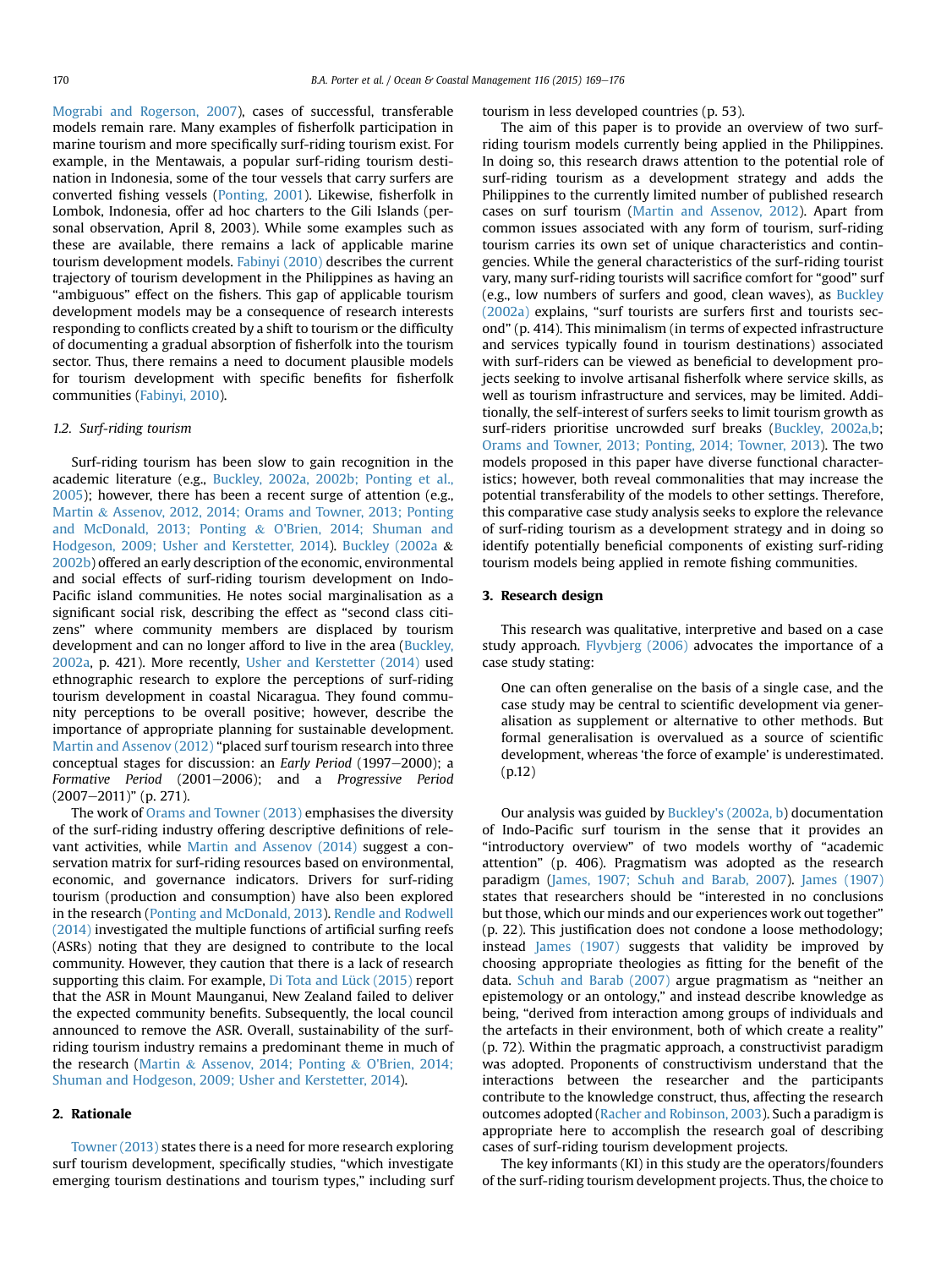Mograbi and Rogerson, 2007), cases of successful, transferable models remain rare. Many examples of fisherfolk participation in marine tourism and more specifically surf-riding tourism exist. For example, in the Mentawais, a popular surf-riding tourism destination in Indonesia, some of the tour vessels that carry surfers are converted fishing vessels (Ponting, 2001). Likewise, fisherfolk in Lombok, Indonesia, offer ad hoc charters to the Gili Islands (personal observation, April 8, 2003). While some examples such as these are available, there remains a lack of applicable marine tourism development models. Fabinyi (2010) describes the current trajectory of tourism development in the Philippines as having an "ambiguous" effect on the fishers. This gap of applicable tourism development models may be a consequence of research interests responding to conflicts created by a shift to tourism or the difficulty of documenting a gradual absorption of fisherfolk into the tourism sector. Thus, there remains a need to document plausible models for tourism development with specific benefits for fisherfolk communities (Fabinyi, 2010).

### 1.2. Surf-riding tourism

Surf-riding tourism has been slow to gain recognition in the academic literature (e.g., Buckley, 2002a, 2002b; Ponting et al., 2005); however, there has been a recent surge of attention (e.g., Martin & Assenov, 2012, 2014; Orams and Towner, 2013; Ponting and McDonald, 2013; Ponting & O'Brien, 2014; Shuman and Hodgeson, 2009; Usher and Kerstetter, 2014). Buckley (2002a & 2002b) offered an early description of the economic, environmental and social effects of surf-riding tourism development on Indo-Pacific island communities. He notes social marginalisation as a significant social risk, describing the effect as "second class citizens" where community members are displaced by tourism development and can no longer afford to live in the area (Buckley, 2002a, p. 421). More recently, Usher and Kerstetter (2014) used ethnographic research to explore the perceptions of surf-riding tourism development in coastal Nicaragua. They found community perceptions to be overall positive; however, describe the importance of appropriate planning for sustainable development. Martin and Assenov (2012) "placed surf tourism research into three conceptual stages for discussion: an *Early Period* (1997–2000); a *Formative Period* (2001–2006); and a *Progressive Period* (2007–2011)" (p. 271).

The work of Orams and Towner (2013) emphasises the diversity of the surf-riding industry offering descriptive definitions of relevant activities, while Martin and Assenov (2014) suggest a conservation matrix for surf-riding resources based on environmental, economic, and governance indicators. Drivers for surf-riding tourism (production and consumption) have also been explored in the research (Ponting and McDonald, 2013). Rendle and Rodwell (2014) investigated the multiple functions of artificial surfing reefs (ASRs) noting that they are designed to contribute to the local community. However, they caution that there is a lack of research supporting this claim. For example, Di Tota and Lück (2015) report that the ASR in Mount Maunganui, New Zealand failed to deliver the expected community benefits. Subsequently, the local council announced to remove the ASR. Overall, sustainability of the surf-riding tourism industry remains a predominant theme in much of the research (Martin & Assenov, 2014; Ponting & O'Brien, 2014; Shuman and Hodgeson, 2009; Usher and Kerstetter, 2014).

## 2. Rationale

Towner (2013) states there is a need for more research exploring surf tourism development, specifically studies, "which investigate emerging tourism destinations and tourism types," including surf tourism in less developed countries (p. 53).

The aim of this paper is to provide an overview of two surf-riding tourism models currently being applied in the Philippines. In doing so, this research draws attention to the potential role of surf-riding tourism as a development strategy and adds the Philippines to the currently limited number of published research cases on surf tourism (Martin and Assenov, 2012). Apart from common issues associated with any form of tourism, surf-riding tourism carries its own set of unique characteristics and contingencies. While the general characteristics of the surf-riding tourist vary, many surf-riding tourists will sacrifice comfort for "good" surf (e.g., low numbers of surfers and good, clean waves), as Buckley (2002a) explains, "surf tourists are surfers first and tourists second" (p. 414). This minimalism (in terms of expected infrastructure and services typically found in tourism destinations) associated with surf-riders can be viewed as beneficial to development projects seeking to involve artisanal fisherfolk where service skills, as well as tourism infrastructure and services, may be limited. Additionally, the self-interest of surfers seeks to limit tourism growth as surf-riders prioritise uncrowded surf breaks (Buckley, 2002a,b; Orams and Towner, 2013; Ponting, 2014; Towner, 2013). The two models proposed in this paper have diverse functional characteristics; however, both reveal commonalities that may increase the potential transferability of the models to other settings. Therefore, this comparative case study analysis seeks to explore the relevance of surf-riding tourism as a development strategy and in doing so identify potentially beneficial components of existing surf-riding tourism models being applied in remote fishing communities.

## 3. Research design

This research was qualitative, interpretive and based on a case study approach. Flyvbjerg (2006) advocates the importance of a case study stating:

> One can often generalise on the basis of a single case, and the case study may be central to scientific development via generalisation as supplement or alternative to other methods. But formal generalisation is overvalued as a source of scientific development, whereas 'the force of example' is underestimated. (p.12)

Our analysis was guided by Buckley's (2002a, b) documentation of Indo-Pacific surf tourism in the sense that it provides an "introductory overview" of two models worthy of "academic attention" (p. 406). Pragmatism was adopted as the research paradigm (James, 1907; Schuh and Barab, 2007). James (1907) states that researchers should be "interested in no conclusions but those, which our minds and our experiences work out together" (p. 22). This justification does not condone a loose methodology; instead James (1907) suggests that validity be improved by choosing appropriate theologies as fitting for the benefit of the data. Schuh and Barab (2007) argue pragmatism as "neither an epistemology or an ontology," and instead describe knowledge as being, "derived from interaction among groups of individuals and the artefacts in their environment, both of which create a reality" (p. 72). Within the pragmatic approach, a constructivist paradigm was adopted. Proponents of constructivism understand that the interactions between the researcher and the participants contribute to the knowledge construct, thus, affecting the research outcomes adopted (Racher and Robinson, 2003). Such a paradigm is appropriate here to accomplish the research goal of describing cases of surf-riding tourism development projects.

The key informants (KI) in this study are the operators/founders of the surf-riding tourism development projects. Thus, the choice to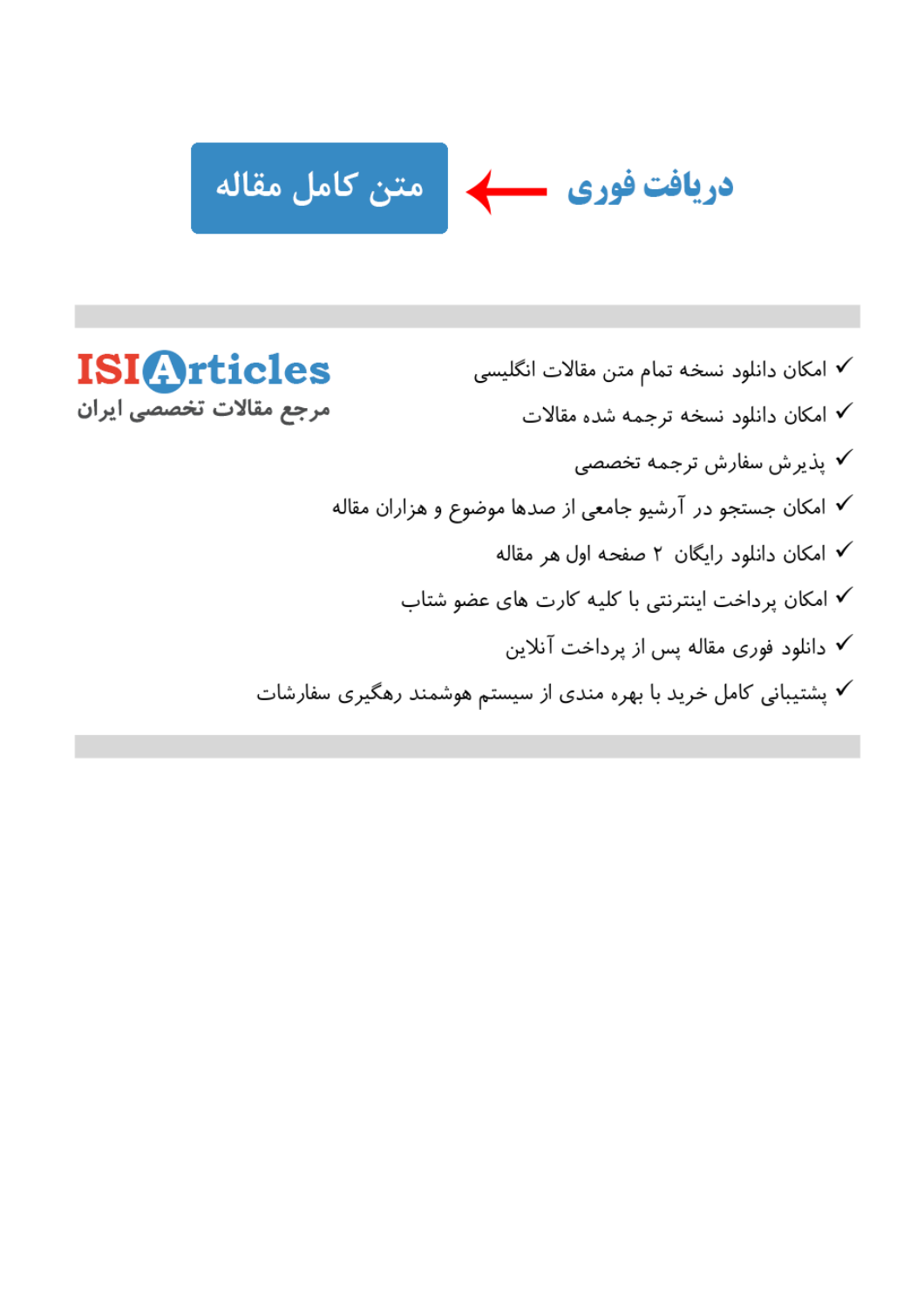دریافت فوری ← متن کامل مقاله

**ISIArticles**
مرجع مقالات تخصصی ایران

- ✓ امکان دانلود نسخه تمام متن مقالات انگلیسی
- ✓ امکان دانلود نسخه ترجمه شده مقالات
- ✓ پذیرش سفارش ترجمه تخصصی
- ✓ امکان جستجو در آرشیو جامعی از صدها موضوع و هزاران مقاله
- ✓ امکان دانلود رایگان ۲ صفحه اول هر مقاله
- ✓ امکان پرداخت اینترنتی با کلیه کارت های عضو شتاب
- ✓ دانلود فوری مقاله پس از پرداخت آنلاین
- ✓ پشتیبانی کامل خرید با بهره مندی از سیستم هوشمند رهگیری سفارشات